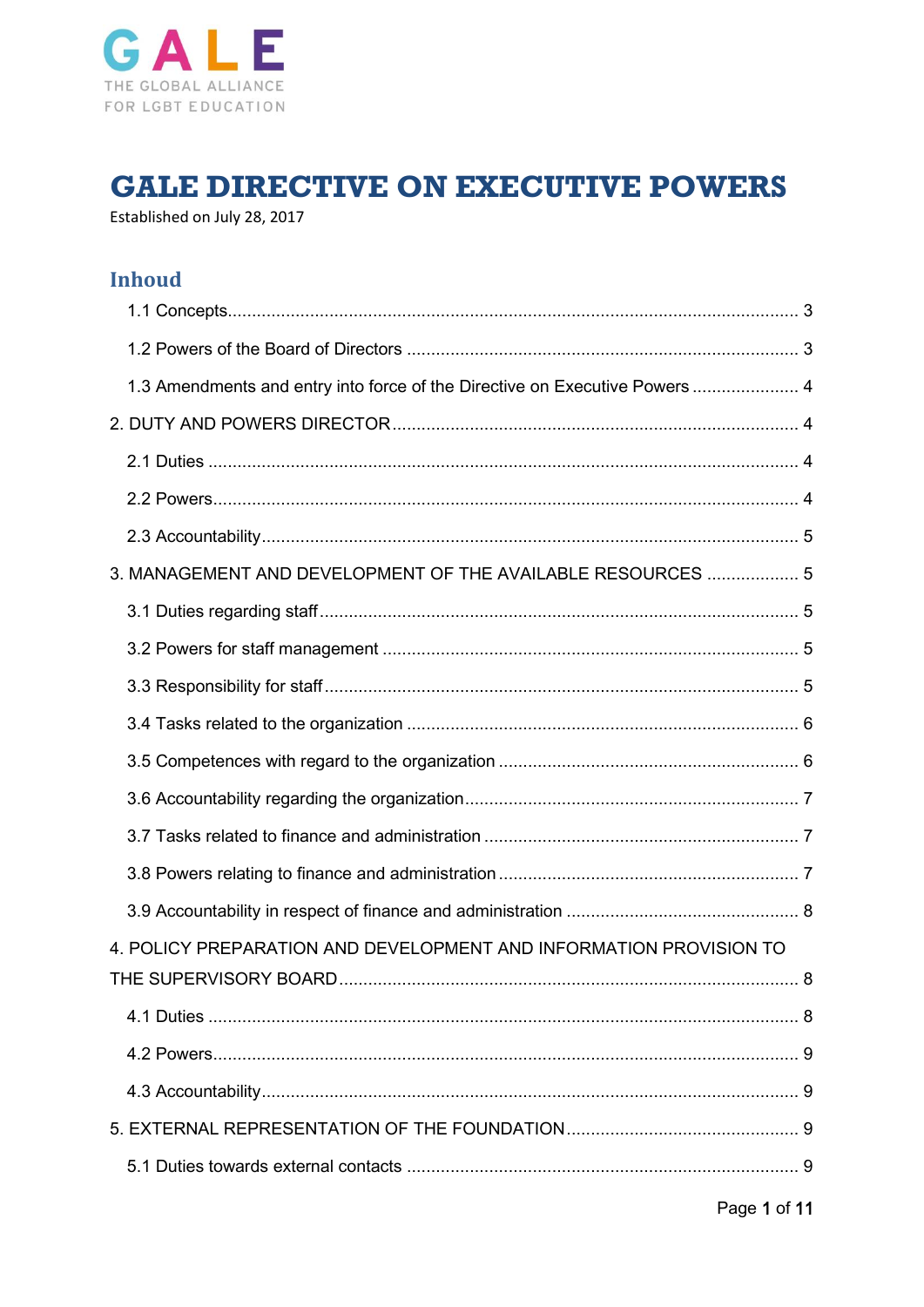GALE

THE GLOBAL ALLIANCE FOR LGBT EDUCATION

# GALE DIRECTIVE ON EXECUTIVE POWERS

Established on July 28, 2017

## Inhoud

- 1.1 Concepts ........ 3
- 1.2 Powers of the Board of Directors ........ 3
- 1.3 Amendments and entry into force of the Directive on Executive Powers ........ 4

2. DUTY AND POWERS DIRECTOR ........ 4

- 2.1 Duties ........ 4
- 2.2 Powers ........ 4
- 2.3 Accountability ........ 5

3. MANAGEMENT AND DEVELOPMENT OF THE AVAILABLE RESOURCES ........ 5

- 3.1 Duties regarding staff ........ 5
- 3.2 Powers for staff management ........ 5
- 3.3 Responsibility for staff ........ 5
- 3.4 Tasks related to the organization ........ 6
- 3.5 Competences with regard to the organization ........ 6
- 3.6 Accountability regarding the organization ........ 7
- 3.7 Tasks related to finance and administration ........ 7
- 3.8 Powers relating to finance and administration ........ 7
- 3.9 Accountability in respect of finance and administration ........ 8

4. POLICY PREPARATION AND DEVELOPMENT AND INFORMATION PROVISION TO THE SUPERVISORY BOARD ........ 8

- 4.1 Duties ........ 8
- 4.2 Powers ........ 9
- 4.3 Accountability ........ 9

5. EXTERNAL REPRESENTATION OF THE FOUNDATION ........ 9

- 5.1 Duties towards external contacts ........ 9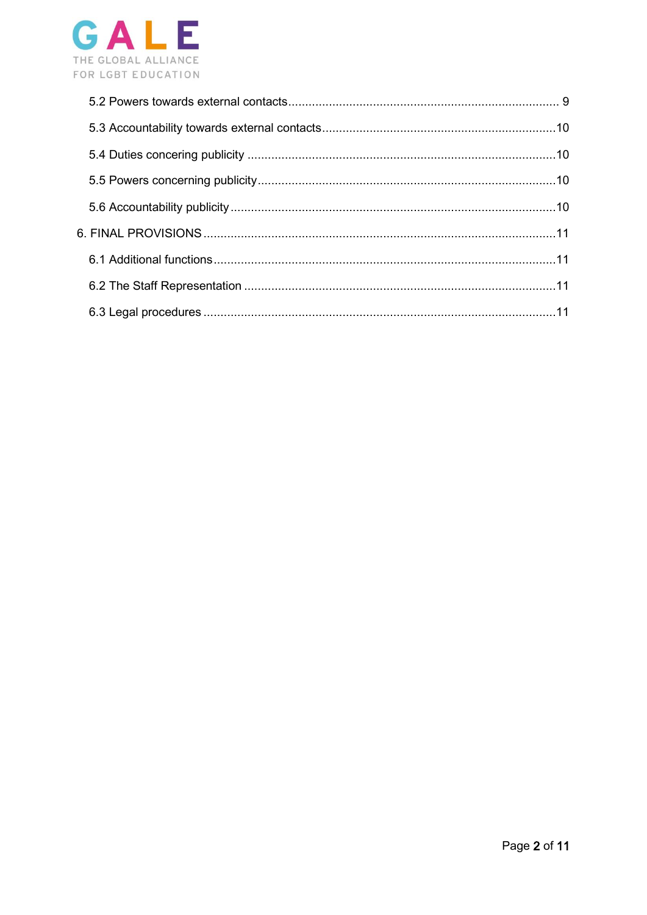5.2 Powers towards external contacts ........................................................................ 9

5.3 Accountability towards external contacts ............................................................ 10

5.4 Duties concering publicity .................................................................................. 10

5.5 Powers concerning publicity ............................................................................... 10

5.6 Accountability publicity ...................................................................................... 10

6. FINAL PROVISIONS .............................................................................................. 11

6.1 Additional functions ............................................................................................ 11

6.2 The Staff Representation ................................................................................... 11

6.3 Legal procedures ............................................................................................... 11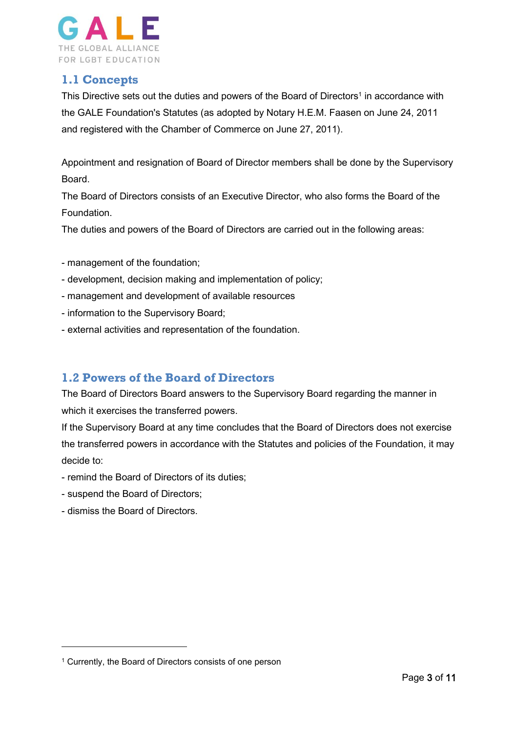## 1.1 Concepts

This Directive sets out the duties and powers of the Board of Directors[1] in accordance with the GALE Foundation's Statutes (as adopted by Notary H.E.M. Faasen on June 24, 2011 and registered with the Chamber of Commerce on June 27, 2011).

Appointment and resignation of Board of Director members shall be done by the Supervisory Board.
The Board of Directors consists of an Executive Director, who also forms the Board of the Foundation.
The duties and powers of the Board of Directors are carried out in the following areas:

- management of the foundation;
- development, decision making and implementation of policy;
- management and development of available resources
- information to the Supervisory Board;
- external activities and representation of the foundation.

## 1.2 Powers of the Board of Directors

The Board of Directors Board answers to the Supervisory Board regarding the manner in which it exercises the transferred powers.
If the Supervisory Board at any time concludes that the Board of Directors does not exercise the transferred powers in accordance with the Statutes and policies of the Foundation, it may decide to:

- remind the Board of Directors of its duties;
- suspend the Board of Directors;
- dismiss the Board of Directors.

[1] Currently, the Board of Directors consists of one person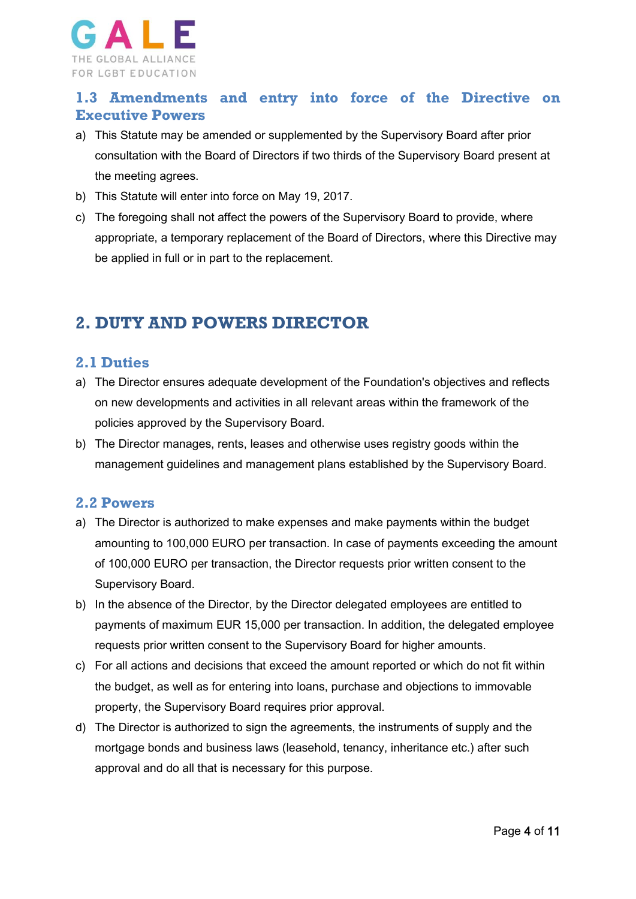### 1.3 Amendments and entry into force of the Directive on Executive Powers

a) This Statute may be amended or supplemented by the Supervisory Board after prior consultation with the Board of Directors if two thirds of the Supervisory Board present at the meeting agrees.
b) This Statute will enter into force on May 19, 2017.
c) The foregoing shall not affect the powers of the Supervisory Board to provide, where appropriate, a temporary replacement of the Board of Directors, where this Directive may be applied in full or in part to the replacement.

## 2. DUTY AND POWERS DIRECTOR

### 2.1 Duties

a) The Director ensures adequate development of the Foundation's objectives and reflects on new developments and activities in all relevant areas within the framework of the policies approved by the Supervisory Board.
b) The Director manages, rents, leases and otherwise uses registry goods within the management guidelines and management plans established by the Supervisory Board.

### 2.2 Powers

a) The Director is authorized to make expenses and make payments within the budget amounting to 100,000 EURO per transaction. In case of payments exceeding the amount of 100,000 EURO per transaction, the Director requests prior written consent to the Supervisory Board.
b) In the absence of the Director, by the Director delegated employees are entitled to payments of maximum EUR 15,000 per transaction. In addition, the delegated employee requests prior written consent to the Supervisory Board for higher amounts.
c) For all actions and decisions that exceed the amount reported or which do not fit within the budget, as well as for entering into loans, purchase and objections to immovable property, the Supervisory Board requires prior approval.
d) The Director is authorized to sign the agreements, the instruments of supply and the mortgage bonds and business laws (leasehold, tenancy, inheritance etc.) after such approval and do all that is necessary for this purpose.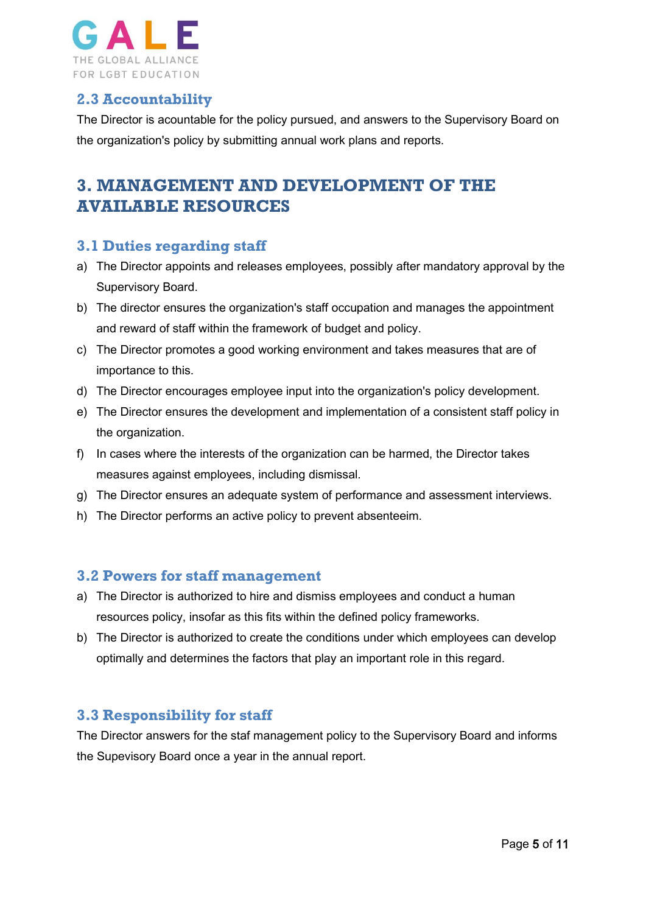## 2.3 Accountability

The Director is acountable for the policy pursued, and answers to the Supervisory Board on the organization's policy by submitting annual work plans and reports.

# 3. MANAGEMENT AND DEVELOPMENT OF THE AVAILABLE RESOURCES

## 3.1 Duties regarding staff

a) The Director appoints and releases employees, possibly after mandatory approval by the Supervisory Board.
b) The director ensures the organization's staff occupation and manages the appointment and reward of staff within the framework of budget and policy.
c) The Director promotes a good working environment and takes measures that are of importance to this.
d) The Director encourages employee input into the organization's policy development.
e) The Director ensures the development and implementation of a consistent staff policy in the organization.
f) In cases where the interests of the organization can be harmed, the Director takes measures against employees, including dismissal.
g) The Director ensures an adequate system of performance and assessment interviews.
h) The Director performs an active policy to prevent absenteeim.

## 3.2 Powers for staff management

a) The Director is authorized to hire and dismiss employees and conduct a human resources policy, insofar as this fits within the defined policy frameworks.
b) The Director is authorized to create the conditions under which employees can develop optimally and determines the factors that play an important role in this regard.

## 3.3 Responsibility for staff

The Director answers for the staf management policy to the Supervisory Board and informs the Supevisory Board once a year in the annual report.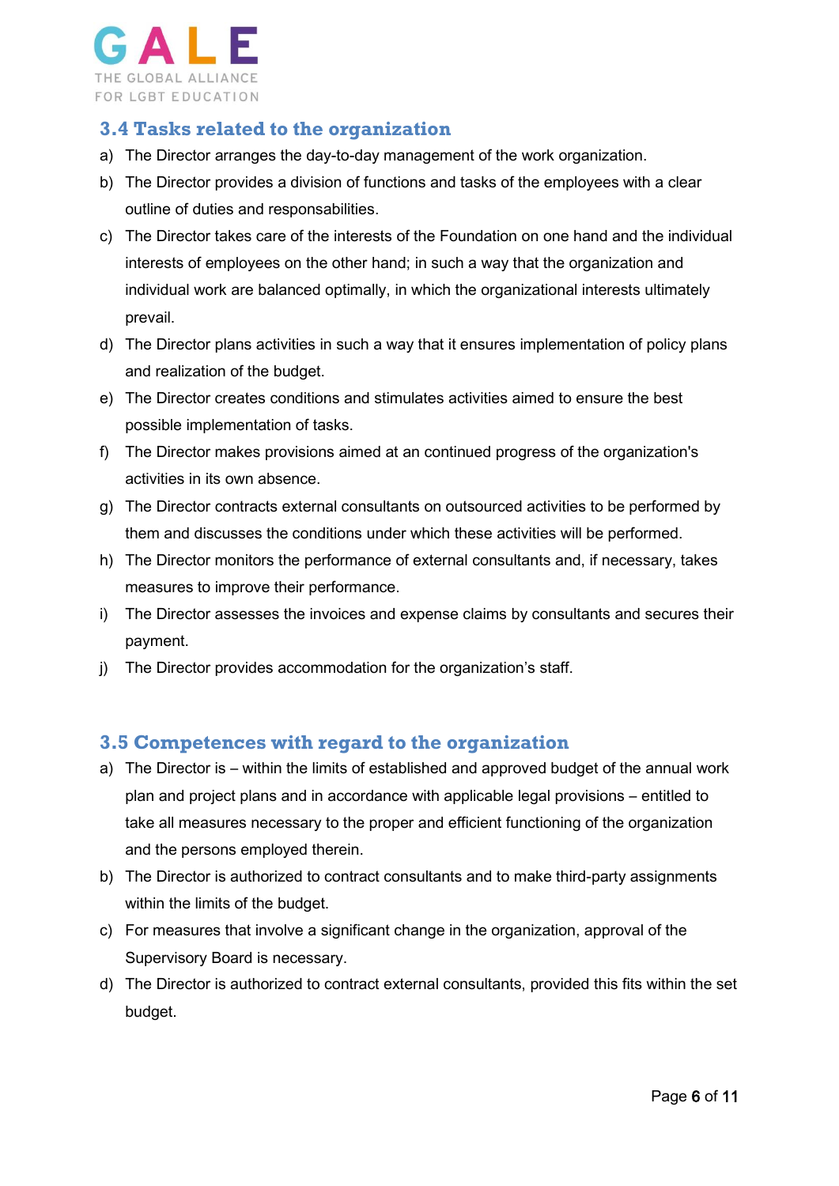### 3.4 Tasks related to the organization

a) The Director arranges the day-to-day management of the work organization.
b) The Director provides a division of functions and tasks of the employees with a clear outline of duties and responsabilities.
c) The Director takes care of the interests of the Foundation on one hand and the individual interests of employees on the other hand; in such a way that the organization and individual work are balanced optimally, in which the organizational interests ultimately prevail.
d) The Director plans activities in such a way that it ensures implementation of policy plans and realization of the budget.
e) The Director creates conditions and stimulates activities aimed to ensure the best possible implementation of tasks.
f) The Director makes provisions aimed at an continued progress of the organization's activities in its own absence.
g) The Director contracts external consultants on outsourced activities to be performed by them and discusses the conditions under which these activities will be performed.
h) The Director monitors the performance of external consultants and, if necessary, takes measures to improve their performance.
i) The Director assesses the invoices and expense claims by consultants and secures their payment.
j) The Director provides accommodation for the organization's staff.

### 3.5 Competences with regard to the organization

a) The Director is – within the limits of established and approved budget of the annual work plan and project plans and in accordance with applicable legal provisions – entitled to take all measures necessary to the proper and efficient functioning of the organization and the persons employed therein.
b) The Director is authorized to contract consultants and to make third-party assignments within the limits of the budget.
c) For measures that involve a significant change in the organization, approval of the Supervisory Board is necessary.
d) The Director is authorized to contract external consultants, provided this fits within the set budget.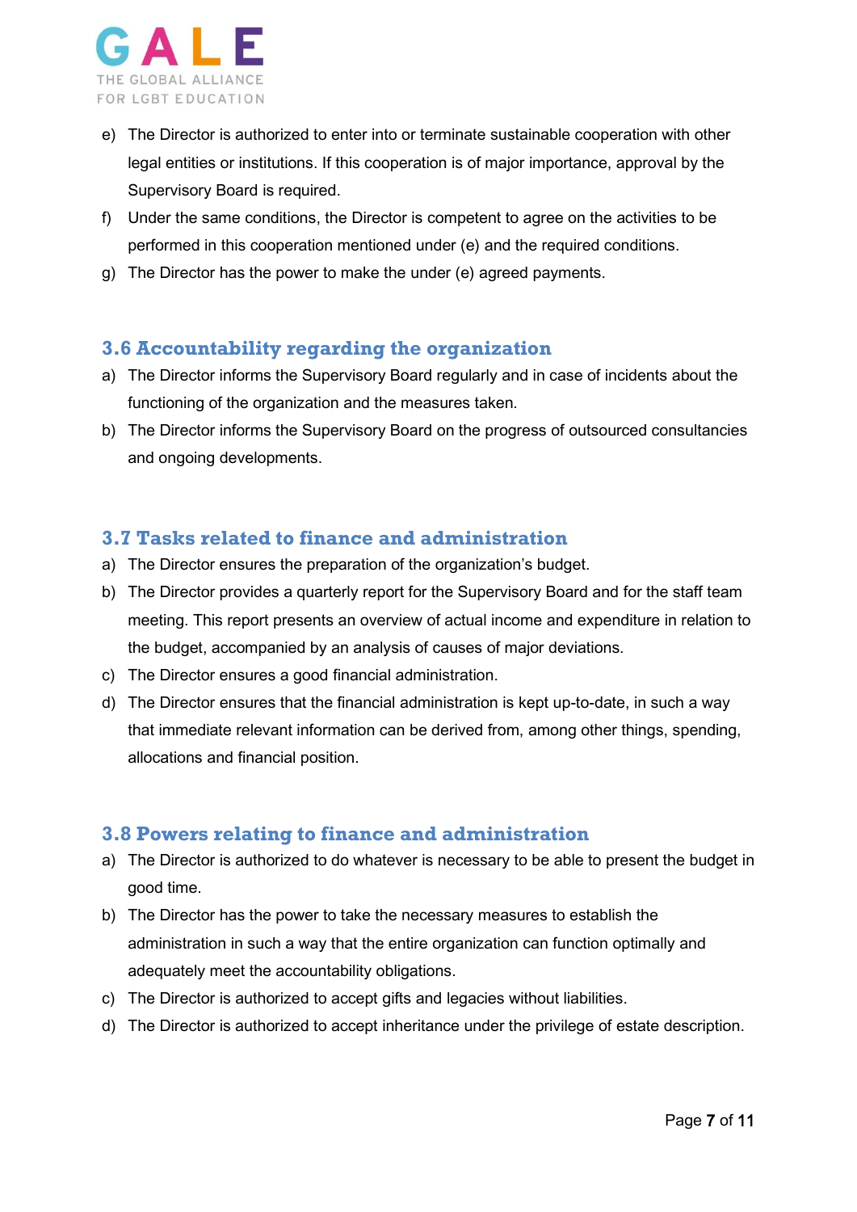e) The Director is authorized to enter into or terminate sustainable cooperation with other legal entities or institutions. If this cooperation is of major importance, approval by the Supervisory Board is required.
f) Under the same conditions, the Director is competent to agree on the activities to be performed in this cooperation mentioned under (e) and the required conditions.
g) The Director has the power to make the under (e) agreed payments.

### 3.6 Accountability regarding the organization

a) The Director informs the Supervisory Board regularly and in case of incidents about the functioning of the organization and the measures taken.
b) The Director informs the Supervisory Board on the progress of outsourced consultancies and ongoing developments.

### 3.7 Tasks related to finance and administration

a) The Director ensures the preparation of the organization's budget.
b) The Director provides a quarterly report for the Supervisory Board and for the staff team meeting. This report presents an overview of actual income and expenditure in relation to the budget, accompanied by an analysis of causes of major deviations.
c) The Director ensures a good financial administration.
d) The Director ensures that the financial administration is kept up-to-date, in such a way that immediate relevant information can be derived from, among other things, spending, allocations and financial position.

### 3.8 Powers relating to finance and administration

a) The Director is authorized to do whatever is necessary to be able to present the budget in good time.
b) The Director has the power to take the necessary measures to establish the administration in such a way that the entire organization can function optimally and adequately meet the accountability obligations.
c) The Director is authorized to accept gifts and legacies without liabilities.
d) The Director is authorized to accept inheritance under the privilege of estate description.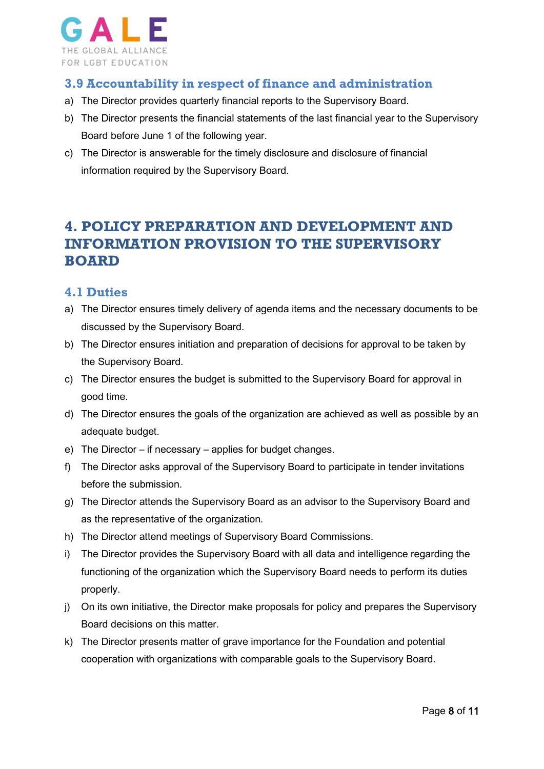### 3.9 Accountability in respect of finance and administration

a) The Director provides quarterly financial reports to the Supervisory Board.

b) The Director presents the financial statements of the last financial year to the Supervisory Board before June 1 of the following year.

c) The Director is answerable for the timely disclosure and disclosure of financial information required by the Supervisory Board.

## 4. POLICY PREPARATION AND DEVELOPMENT AND INFORMATION PROVISION TO THE SUPERVISORY BOARD

### 4.1 Duties

a) The Director ensures timely delivery of agenda items and the necessary documents to be discussed by the Supervisory Board.

b) The Director ensures initiation and preparation of decisions for approval to be taken by the Supervisory Board.

c) The Director ensures the budget is submitted to the Supervisory Board for approval in good time.

d) The Director ensures the goals of the organization are achieved as well as possible by an adequate budget.

e) The Director – if necessary – applies for budget changes.

f) The Director asks approval of the Supervisory Board to participate in tender invitations before the submission.

g) The Director attends the Supervisory Board as an advisor to the Supervisory Board and as the representative of the organization.

h) The Director attend meetings of Supervisory Board Commissions.

i) The Director provides the Supervisory Board with all data and intelligence regarding the functioning of the organization which the Supervisory Board needs to perform its duties properly.

j) On its own initiative, the Director make proposals for policy and prepares the Supervisory Board decisions on this matter.

k) The Director presents matter of grave importance for the Foundation and potential cooperation with organizations with comparable goals to the Supervisory Board.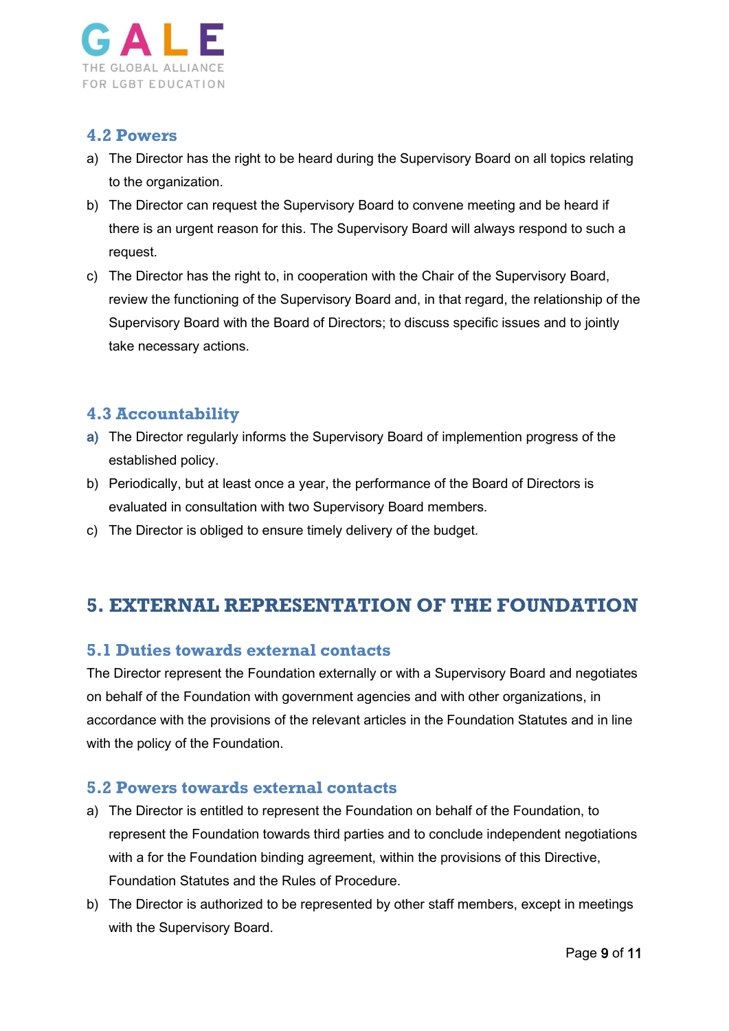## 4.2 Powers

a) The Director has the right to be heard during the Supervisory Board on all topics relating to the organization.
b) The Director can request the Supervisory Board to convene meeting and be heard if there is an urgent reason for this. The Supervisory Board will always respond to such a request.
c) The Director has the right to, in cooperation with the Chair of the Supervisory Board, review the functioning of the Supervisory Board and, in that regard, the relationship of the Supervisory Board with the Board of Directors; to discuss specific issues and to jointly take necessary actions.

## 4.3 Accountability

a) The Director regularly informs the Supervisory Board of implemention progress of the established policy.
b) Periodically, but at least once a year, the performance of the Board of Directors is evaluated in consultation with two Supervisory Board members.
c) The Director is obliged to ensure timely delivery of the budget.

# 5. EXTERNAL REPRESENTATION OF THE FOUNDATION

## 5.1 Duties towards external contacts

The Director represent the Foundation externally or with a Supervisory Board and negotiates on behalf of the Foundation with government agencies and with other organizations, in accordance with the provisions of the relevant articles in the Foundation Statutes and in line with the policy of the Foundation.

## 5.2 Powers towards external contacts

a) The Director is entitled to represent the Foundation on behalf of the Foundation, to represent the Foundation towards third parties and to conclude independent negotiations with a for the Foundation binding agreement, within the provisions of this Directive, Foundation Statutes and the Rules of Procedure.
b) The Director is authorized to be represented by other staff members, except in meetings with the Supervisory Board.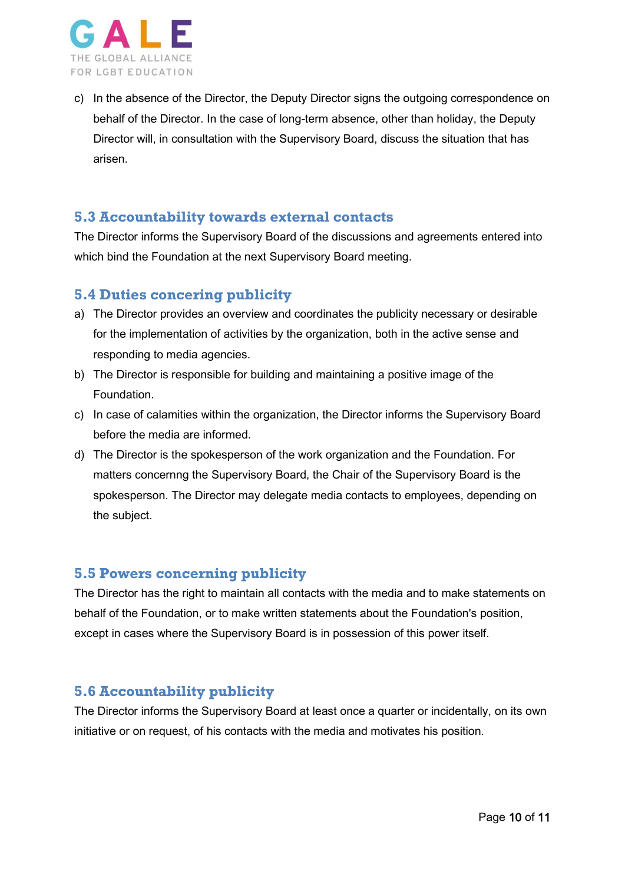c) In the absence of the Director, the Deputy Director signs the outgoing correspondence on behalf of the Director. In the case of long-term absence, other than holiday, the Deputy Director will, in consultation with the Supervisory Board, discuss the situation that has arisen.

### 5.3 Accountability towards external contacts

The Director informs the Supervisory Board of the discussions and agreements entered into which bind the Foundation at the next Supervisory Board meeting.

### 5.4 Duties concering publicity

a) The Director provides an overview and coordinates the publicity necessary or desirable for the implementation of activities by the organization, both in the active sense and responding to media agencies.

b) The Director is responsible for building and maintaining a positive image of the Foundation.

c) In case of calamities within the organization, the Director informs the Supervisory Board before the media are informed.

d) The Director is the spokesperson of the work organization and the Foundation. For matters concernng the Supervisory Board, the Chair of the Supervisory Board is the spokesperson. The Director may delegate media contacts to employees, depending on the subject.

### 5.5 Powers concerning publicity

The Director has the right to maintain all contacts with the media and to make statements on behalf of the Foundation, or to make written statements about the Foundation's position, except in cases where the Supervisory Board is in possession of this power itself.

### 5.6 Accountability publicity

The Director informs the Supervisory Board at least once a quarter or incidentally, on its own initiative or on request, of his contacts with the media and motivates his position.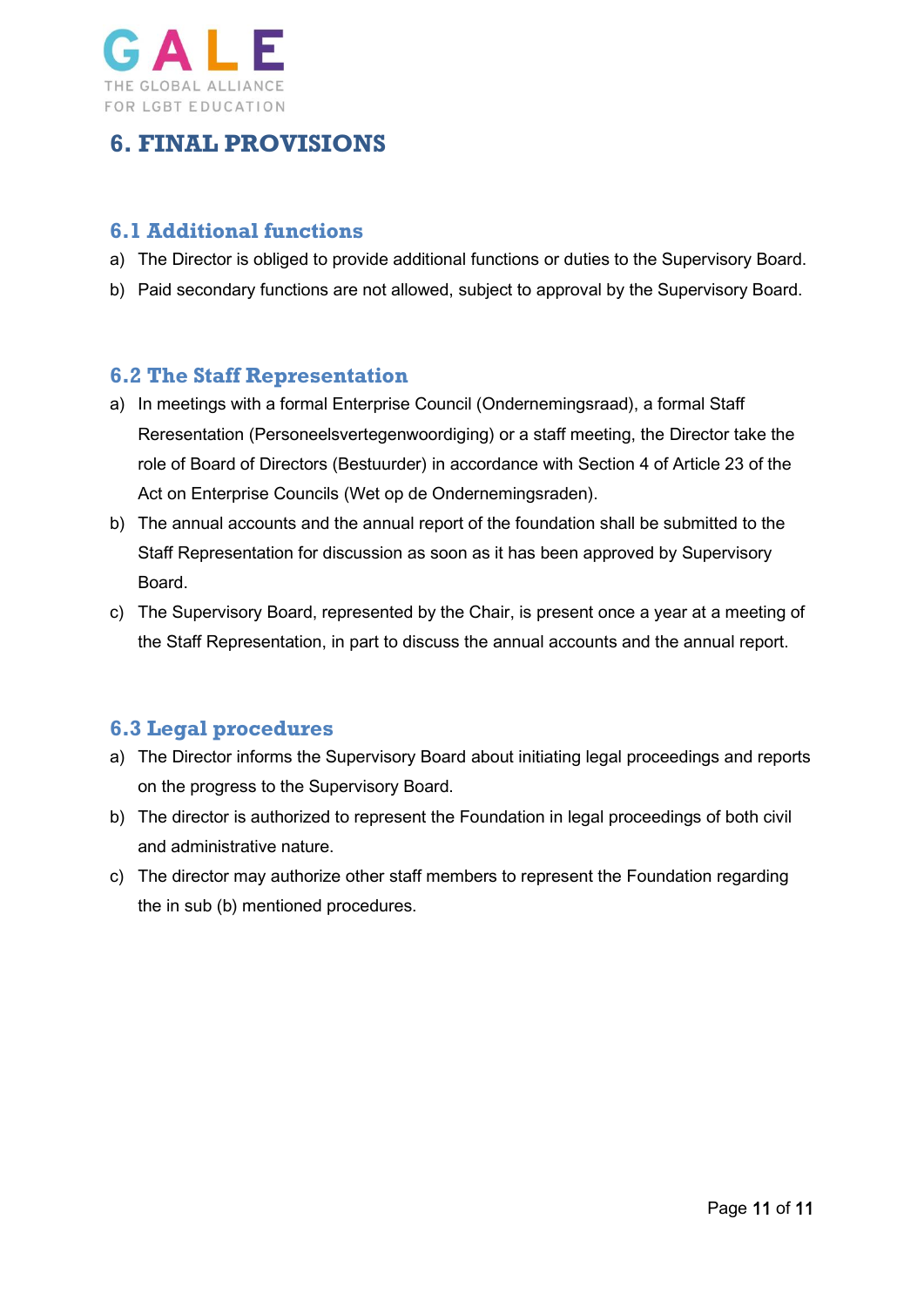## 6. FINAL PROVISIONS

### 6.1 Additional functions

a) The Director is obliged to provide additional functions or duties to the Supervisory Board.
b) Paid secondary functions are not allowed, subject to approval by the Supervisory Board.

### 6.2 The Staff Representation

a) In meetings with a formal Enterprise Council (Ondernemingsraad), a formal Staff Reresentation (Personeelsvertegenwoordiging) or a staff meeting, the Director take the role of Board of Directors (Bestuurder) in accordance with Section 4 of Article 23 of the Act on Enterprise Councils (Wet op de Ondernemingsraden).
b) The annual accounts and the annual report of the foundation shall be submitted to the Staff Representation for discussion as soon as it has been approved by Supervisory Board.
c) The Supervisory Board, represented by the Chair, is present once a year at a meeting of the Staff Representation, in part to discuss the annual accounts and the annual report.

### 6.3 Legal procedures

a) The Director informs the Supervisory Board about initiating legal proceedings and reports on the progress to the Supervisory Board.
b) The director is authorized to represent the Foundation in legal proceedings of both civil and administrative nature.
c) The director may authorize other staff members to represent the Foundation regarding the in sub (b) mentioned procedures.